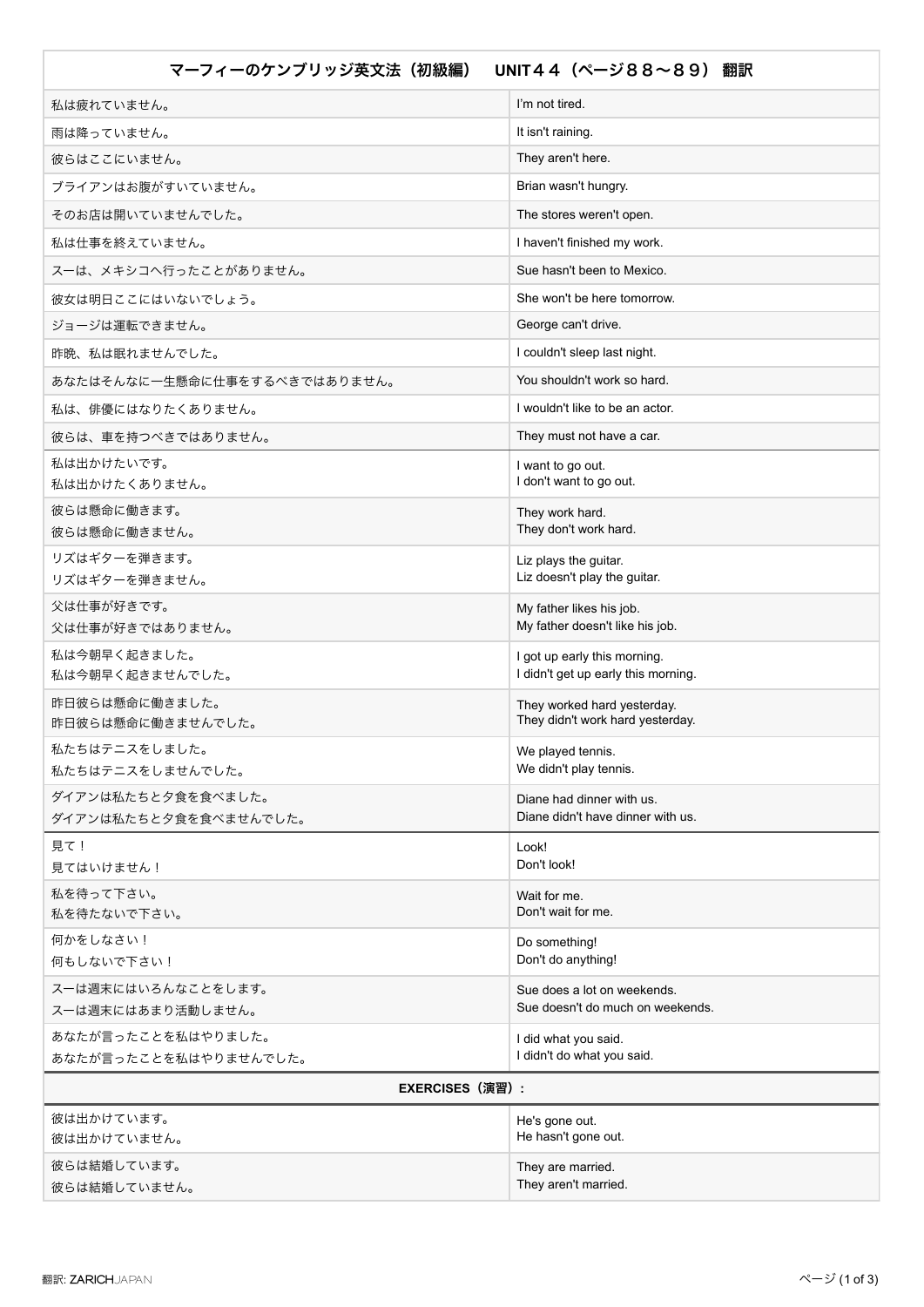| マーフィーのケンブリッジ英文法（初級編）　UNIT４４（ページ８８〜８９） 翻訳 | |
|---|---|
| 私は疲れていません。 | I'm not tired. |
| 雨は降っていません。 | It isn't raining. |
| 彼らはここにいません。 | They aren't here. |
| ブライアンはお腹がすいていません。 | Brian wasn't hungry. |
| そのお店は開いていませんでした。 | The stores weren't open. |
| 私は仕事を終えていません。 | I haven't finished my work. |
| スーは、メキシコへ行ったことがありません。 | Sue hasn't been to Mexico. |
| 彼女は明日ここにはいないでしょう。 | She won't be here tomorrow. |
| ジョージは運転できません。 | George can't drive. |
| 昨晩、私は眠れませんでした。 | I couldn't sleep last night. |
| あなたはそんなに一生懸命に仕事をするべきではありません。 | You shouldn't work so hard. |
| 私は、俳優にはなりたくありません。 | I wouldn't like to be an actor. |
| 彼らは、車を持つべきではありません。 | They must not have a car. |
| 私は出かけたいです。<br>私は出かけたくありません。 | I want to go out.<br>I don't want to go out. |
| 彼らは懸命に働きます。<br>彼らは懸命に働きません。 | They work hard.<br>They don't work hard. |
| リズはギターを弾きます。<br>リズはギターを弾きません。 | Liz plays the guitar.<br>Liz doesn't play the guitar. |
| 父は仕事が好きです。<br>父は仕事が好きではありません。 | My father likes his job.<br>My father doesn't like his job. |
| 私は今朝早く起きました。<br>私は今朝早く起きませんでした。 | I got up early this morning.<br>I didn't get up early this morning. |
| 昨日彼らは懸命に働きました。<br>昨日彼らは懸命に働きませんでした。 | They worked hard yesterday.<br>They didn't work hard yesterday. |
| 私たちはテニスをしました。<br>私たちはテニスをしませんでした。 | We played tennis.<br>We didn't play tennis. |
| ダイアンは私たちと夕食を食べました。<br>ダイアンは私たちと夕食を食べませんでした。 | Diane had dinner with us.<br>Diane didn't have dinner with us. |
| 見て！<br>見てはいけません！ | Look!<br>Don't look! |
| 私を待って下さい。<br>私を待たないで下さい。 | Wait for me.<br>Don't wait for me. |
| 何かをしなさい！<br>何もしないで下さい！ | Do something!<br>Don't do anything! |
| スーは週末にはいろんなことをします。<br>スーは週末にはあまり活動しません。 | Sue does a lot on weekends.<br>Sue doesn't do much on weekends. |
| あなたが言ったことを私はやりました。<br>あなたが言ったことを私はやりませんでした。 | I did what you said.<br>I didn't do what you said. |
| **EXERCISES（演習）:** | |
| 彼は出かけています。<br>彼は出かけていません。 | He's gone out.<br>He hasn't gone out. |
| 彼らは結婚しています。<br>彼らは結婚していません。 | They are married.<br>They aren't married. |

翻訳: ZARICHJAPAN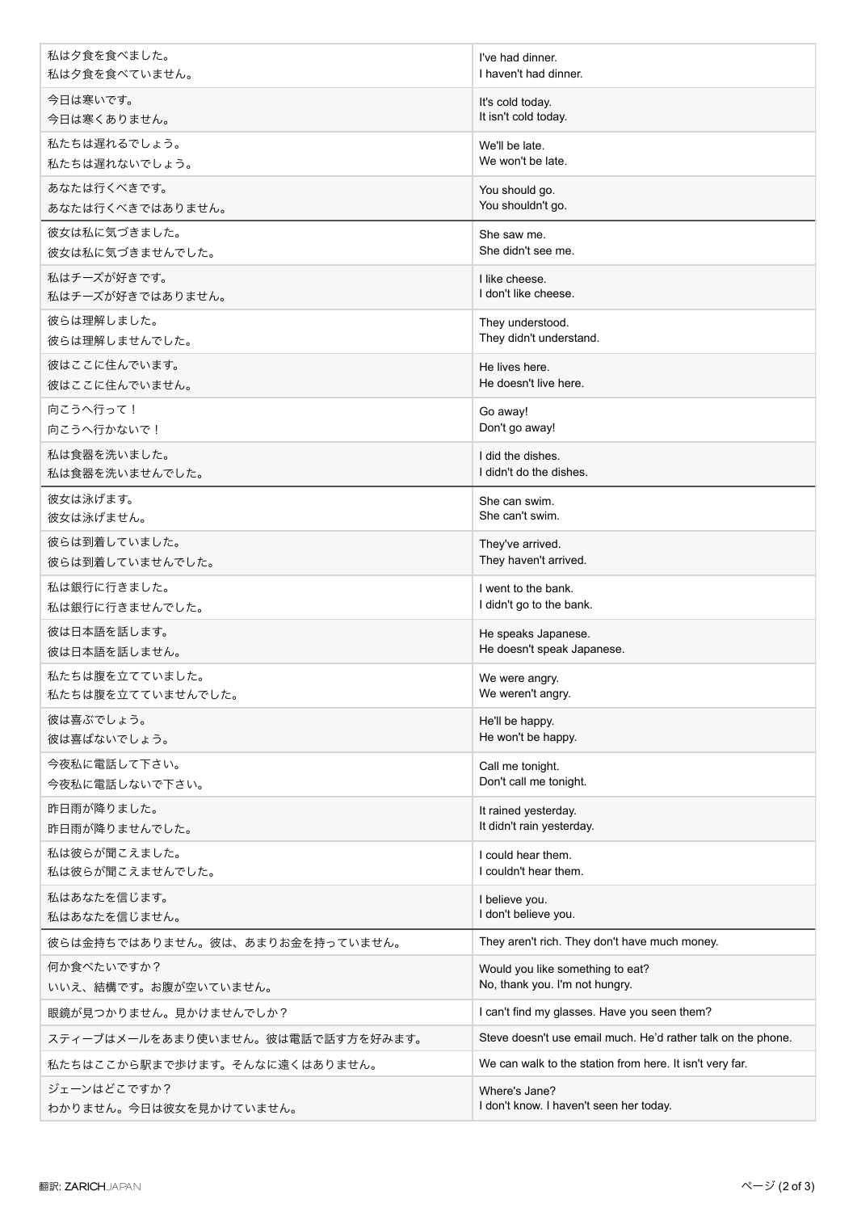| | |
|---|---|
| 私は夕食を食べました。<br>私は夕食を食べていません。 | I've had dinner.<br>I haven't had dinner. |
| 今日は寒いです。<br>今日は寒くありません。 | It's cold today.<br>It isn't cold today. |
| 私たちは遅れるでしょう。<br>私たちは遅れないでしょう。 | We'll be late.<br>We won't be late. |
| あなたは行くべきです。<br>あなたは行くべきではありません。 | You should go.<br>You shouldn't go. |
| 彼女は私に気づきました。<br>彼女は私に気づきませんでした。 | She saw me.<br>She didn't see me. |
| 私はチーズが好きです。<br>私はチーズが好きではありません。 | I like cheese.<br>I don't like cheese. |
| 彼らは理解しました。<br>彼らは理解しませんでした。 | They understood.<br>They didn't understand. |
| 彼はここに住んでいます。<br>彼はここに住んでいません。 | He lives here.<br>He doesn't live here. |
| 向こうへ行って！<br>向こうへ行かないで！ | Go away!<br>Don't go away! |
| 私は食器を洗いました。<br>私は食器を洗いませんでした。 | I did the dishes.<br>I didn't do the dishes. |
| 彼女は泳げます。<br>彼女は泳げません。 | She can swim.<br>She can't swim. |
| 彼らは到着していました。<br>彼らは到着していませんでした。 | They've arrived.<br>They haven't arrived. |
| 私は銀行に行きました。<br>私は銀行に行きませんでした。 | I went to the bank.<br>I didn't go to the bank. |
| 彼は日本語を話します。<br>彼は日本語を話しません。 | He speaks Japanese.<br>He doesn't speak Japanese. |
| 私たちは腹を立てていました。<br>私たちは腹を立てていませんでした。 | We were angry.<br>We weren't angry. |
| 彼は喜ぶでしょう。<br>彼は喜ばないでしょう。 | He'll be happy.<br>He won't be happy. |
| 今夜私に電話して下さい。<br>今夜私に電話しないで下さい。 | Call me tonight.<br>Don't call me tonight. |
| 昨日雨が降りました。<br>昨日雨が降りませんでした。 | It rained yesterday.<br>It didn't rain yesterday. |
| 私は彼らが聞こえました。<br>私は彼らが聞こえませんでした。 | I could hear them.<br>I couldn't hear them. |
| 私はあなたを信じます。<br>私はあなたを信じません。 | I believe you.<br>I don't believe you. |
| 彼らは金持ちではありません。彼は、あまりお金を持っていません。 | They aren't rich. They don't have much money. |
| 何か食べたいですか？<br>いいえ、結構です。お腹が空いていません。 | Would you like something to eat?<br>No, thank you. I'm not hungry. |
| 眼鏡が見つかりません。見かけませんでしか？ | I can't find my glasses. Have you seen them? |
| スティーブはメールをあまり使いません。彼は電話で話す方を好みます。 | Steve doesn't use email much. He'd rather talk on the phone. |
| 私たちはここから駅まで歩けます。そんなに遠くはありません。 | We can walk to the station from here. It isn't very far. |
| ジェーンはどこですか？<br>わかりません。今日は彼女を見かけていません。 | Where's Jane?<br>I don't know. I haven't seen her today. |

翻訳: ZARICHJAPAN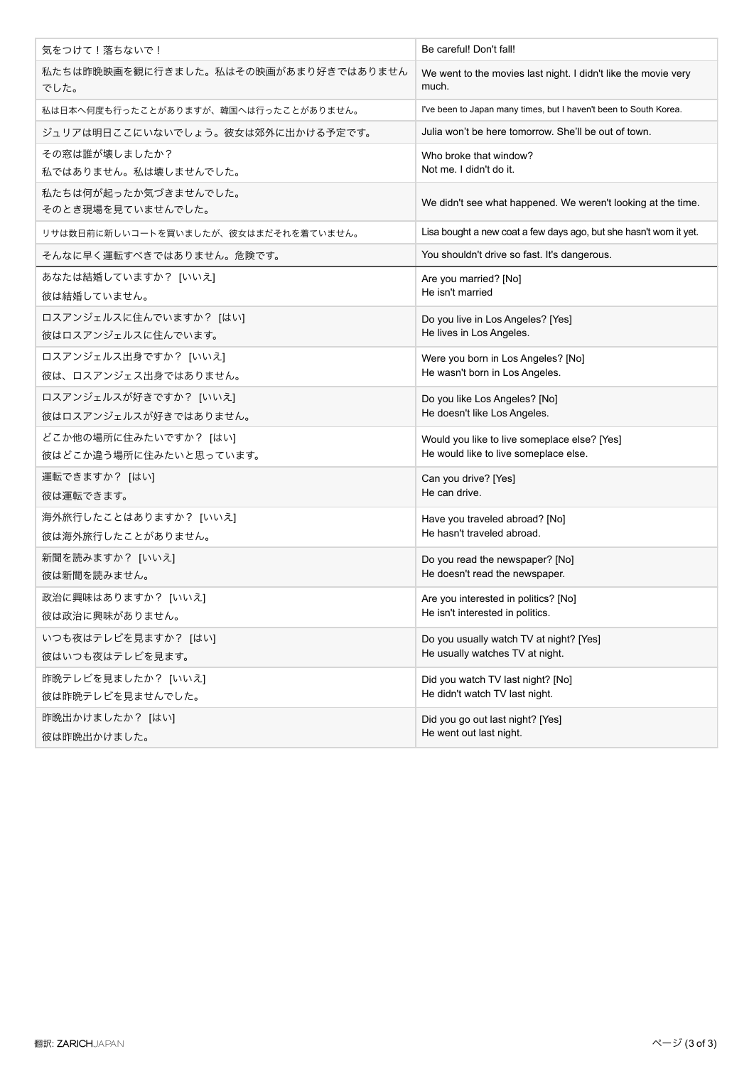| | |
|---|---|
| 気をつけて！落ちないで！ | Be careful! Don't fall! |
| 私たちは昨晩映画を観に行きました。私はその映画があまり好きではありませんでした。 | We went to the movies last night. I didn't like the movie very much. |
| 私は日本へ何度も行ったことがありますが、韓国へは行ったことがありません。 | I've been to Japan many times, but I haven't been to South Korea. |
| ジュリアは明日ここにいないでしょう。彼女は郊外に出かける予定です。 | Julia won't be here tomorrow. She'll be out of town. |
| その窓は誰が壊しましたか？<br>私ではありません。私は壊しませんでした。 | Who broke that window?<br>Not me. I didn't do it. |
| 私たちは何が起ったか気づきませんでした。<br>そのとき現場を見ていませんでした。 | We didn't see what happened. We weren't looking at the time. |
| リサは数日前に新しいコートを買いましたが、彼女はまだそれを着ていません。 | Lisa bought a new coat a few days ago, but she hasn't worn it yet. |
| そんなに早く運転すべきではありません。危険です。 | You shouldn't drive so fast. It's dangerous. |
| あなたは結婚していますか？ [いいえ]<br>彼は結婚していません。 | Are you married? [No]<br>He isn't married |
| ロスアンジェルスに住んでいますか？ [はい]<br>彼はロスアンジェルスに住んでいます。 | Do you live in Los Angeles? [Yes]<br>He lives in Los Angeles. |
| ロスアンジェルス出身ですか？ [いいえ]<br>彼は、ロスアンジェス出身ではありません。 | Were you born in Los Angeles? [No]<br>He wasn't born in Los Angeles. |
| ロスアンジェルスが好きですか？ [いいえ]<br>彼はロスアンジェルスが好きではありません。 | Do you like Los Angeles? [No]<br>He doesn't like Los Angeles. |
| どこか他の場所に住みたいですか？ [はい]<br>彼はどこか違う場所に住みたいと思っています。 | Would you like to live someplace else? [Yes]<br>He would like to live someplace else. |
| 運転できますか？ [はい]<br>彼は運転できます。 | Can you drive? [Yes]<br>He can drive. |
| 海外旅行したことはありますか？ [いいえ]<br>彼は海外旅行したことがありません。 | Have you traveled abroad? [No]<br>He hasn't traveled abroad. |
| 新聞を読みますか？ [いいえ]<br>彼は新聞を読みません。 | Do you read the newspaper? [No]<br>He doesn't read the newspaper. |
| 政治に興味はありますか？ [いいえ]<br>彼は政治に興味がありません。 | Are you interested in politics? [No]<br>He isn't interested in politics. |
| いつも夜はテレビを見ますか？ [はい]<br>彼はいつも夜はテレビを見ます。 | Do you usually watch TV at night? [Yes]<br>He usually watches TV at night. |
| 昨晩テレビを見ましたか？ [いいえ]<br>彼は昨晩テレビを見ませんでした。 | Did you watch TV last night? [No]<br>He didn't watch TV last night. |
| 昨晩出かけましたか？ [はい]<br>彼は昨晩出かけました。 | Did you go out last night? [Yes]<br>He went out last night. |

翻訳: ZARICHJAPAN